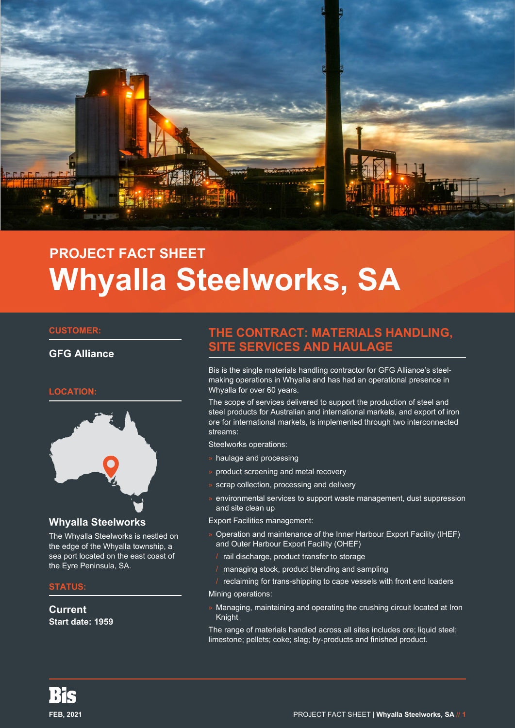PROJECT FACT SHEET

# Whyalla Steelworks, SA

**CUSTOMER:**

**GFG Alliance**

**LOCATION:**

### Whyalla Steelworks

The Whyalla Steelworks is nestled on the edge of the Whyalla township, a sea port located on the east coast of the Eyre Peninsula, SA.

**STATUS:**

**Current**
**Start date: 1959**

## THE CONTRACT: MATERIALS HANDLING, SITE SERVICES AND HAULAGE

Bis is the single materials handling contractor for GFG Alliance's steel-making operations in Whyalla and has had an operational presence in Whyalla for over 60 years.

The scope of services delivered to support the production of steel and steel products for Australian and international markets, and export of iron ore for international markets, is implemented through two interconnected streams:

Steelworks operations:

- haulage and processing
- product screening and metal recovery
- scrap collection, processing and delivery
- environmental services to support waste management, dust suppression and site clean up

Export Facilities management:

- Operation and maintenance of the Inner Harbour Export Facility (IHEF) and Outer Harbour Export Facility (OHEF)
  - rail discharge, product transfer to storage
  - managing stock, product blending and sampling
  - reclaiming for trans-shipping to cape vessels with front end loaders

Mining operations:

- Managing, maintaining and operating the crushing circuit located at Iron Knight

The range of materials handled across all sites includes ore; liquid steel; limestone; pellets; coke; slag; by-products and finished product.

Bis

FEB, 2021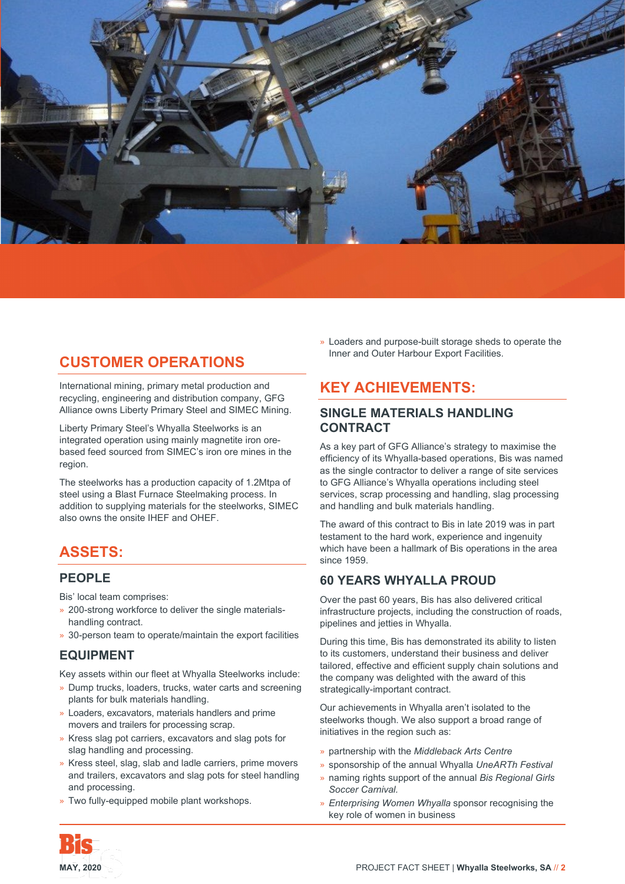## CUSTOMER OPERATIONS

International mining, primary metal production and recycling, engineering and distribution company, GFG Alliance owns Liberty Primary Steel and SIMEC Mining.

Liberty Primary Steel's Whyalla Steelworks is an integrated operation using mainly magnetite iron ore-based feed sourced from SIMEC's iron ore mines in the region.

The steelworks has a production capacity of 1.2Mtpa of steel using a Blast Furnace Steelmaking process. In addition to supplying materials for the steelworks, SIMEC also owns the onsite IHEF and OHEF.

## ASSETS:

### PEOPLE

Bis' local team comprises:

- 200-strong workforce to deliver the single materials-handling contract.
- 30-person team to operate/maintain the export facilities

### EQUIPMENT

Key assets within our fleet at Whyalla Steelworks include:

- Dump trucks, loaders, trucks, water carts and screening plants for bulk materials handling.
- Loaders, excavators, materials handlers and prime movers and trailers for processing scrap.
- Kress slag pot carriers, excavators and slag pots for slag handling and processing.
- Kress steel, slag, slab and ladle carriers, prime movers and trailers, excavators and slag pots for steel handling and processing.
- Two fully-equipped mobile plant workshops.
- Loaders and purpose-built storage sheds to operate the Inner and Outer Harbour Export Facilities.

## KEY ACHIEVEMENTS:

### SINGLE MATERIALS HANDLING CONTRACT

As a key part of GFG Alliance's strategy to maximise the efficiency of its Whyalla-based operations, Bis was named as the single contractor to deliver a range of site services to GFG Alliance's Whyalla operations including steel services, scrap processing and handling, slag processing and handling and bulk materials handling.

The award of this contract to Bis in late 2019 was in part testament to the hard work, experience and ingenuity which have been a hallmark of Bis operations in the area since 1959.

### 60 YEARS WHYALLA PROUD

Over the past 60 years, Bis has also delivered critical infrastructure projects, including the construction of roads, pipelines and jetties in Whyalla.

During this time, Bis has demonstrated its ability to listen to its customers, understand their business and deliver tailored, effective and efficient supply chain solutions and the company was delighted with the award of this strategically-important contract.

Our achievements in Whyalla aren't isolated to the steelworks though. We also support a broad range of initiatives in the region such as:

- partnership with the *Middleback Arts Centre*
- sponsorship of the annual Whyalla *UneARTh Festival*
- naming rights support of the annual *Bis Regional Girls Soccer Carnival.*
- *Enterprising Women Whyalla* sponsor recognising the key role of women in business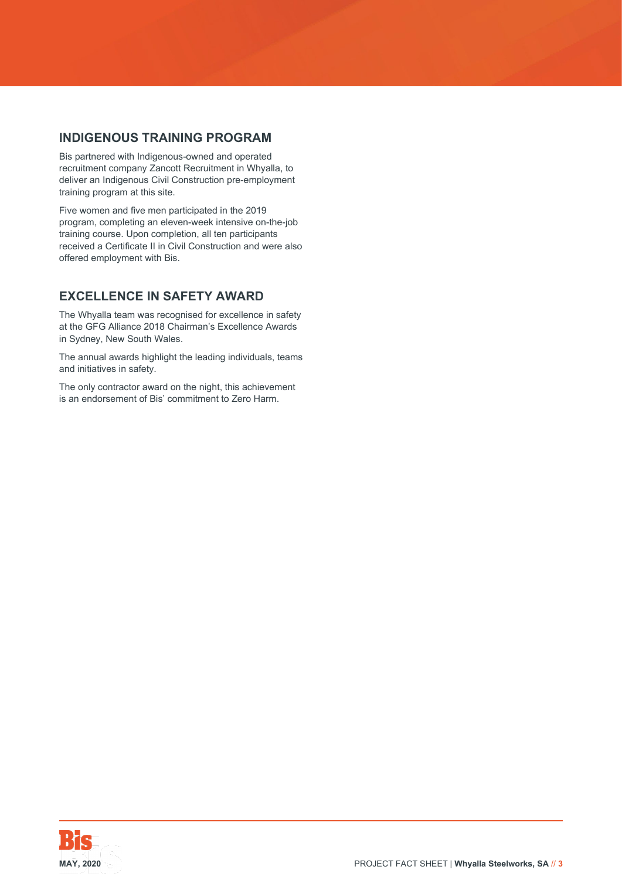## INDIGENOUS TRAINING PROGRAM

Bis partnered with Indigenous-owned and operated recruitment company Zancott Recruitment in Whyalla, to deliver an Indigenous Civil Construction pre-employment training program at this site.

Five women and five men participated in the 2019 program, completing an eleven-week intensive on-the-job training course. Upon completion, all ten participants received a Certificate II in Civil Construction and were also offered employment with Bis.

## EXCELLENCE IN SAFETY AWARD

The Whyalla team was recognised for excellence in safety at the GFG Alliance 2018 Chairman's Excellence Awards in Sydney, New South Wales.

The annual awards highlight the leading individuals, teams and initiatives in safety.

The only contractor award on the night, this achievement is an endorsement of Bis' commitment to Zero Harm.